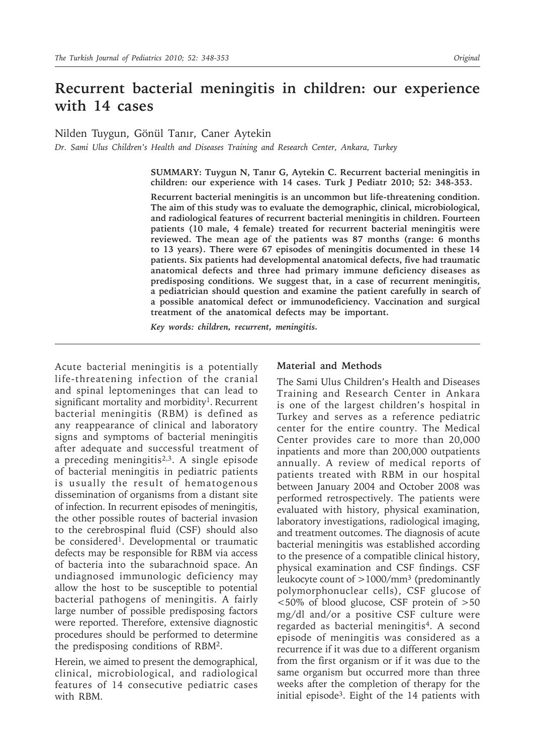# Recurrent bacterial meningitis in children: our experience with 14 cases

Nilden Tuygun, Gönül Tanır, Caner Aytekin

*Dr. Sami Ulus Children's Health and Diseases Training and Research Center, Ankara, Turkey*

**SUMMARY: Tuygun N, Tanır G, Aytekin C. Recurrent bacterial meningitis in children: our experience with 14 cases. Turk J Pediatr 2010; 52: 348-353.**

**Recurrent bacterial meningitis is an uncommon but life-threatening condition. The aim of this study was to evaluate the demographic, clinical, microbiological, and radiological features of recurrent bacterial meningitis in children. Fourteen patients (10 male, 4 female) treated for recurrent bacterial meningitis were reviewed. The mean age of the patients was 87 months (range: 6 months to 13 years). There were 67 episodes of meningitis documented in these 14 patients. Six patients had developmental anatomical defects, five had traumatic anatomical defects and three had primary immune deficiency diseases as predisposing conditions. We suggest that, in a case of recurrent meningitis, a pediatrician should question and examine the patient carefully in search of a possible anatomical defect or immunodeficiency. Vaccination and surgical treatment of the anatomical defects may be important.**

***Key words:** children, recurrent, meningitis.*

Acute bacterial meningitis is a potentially life-threatening infection of the cranial and spinal leptomeninges that can lead to significant mortality and morbidity[1]. Recurrent bacterial meningitis (RBM) is defined as any reappearance of clinical and laboratory signs and symptoms of bacterial meningitis after adequate and successful treatment of a preceding meningitis[2,3]. A single episode of bacterial meningitis in pediatric patients is usually the result of hematogenous dissemination of organisms from a distant site of infection. In recurrent episodes of meningitis, the other possible routes of bacterial invasion to the cerebrospinal fluid (CSF) should also be considered[1]. Developmental or traumatic defects may be responsible for RBM via access of bacteria into the subarachnoid space. An undiagnosed immunologic deficiency may allow the host to be susceptible to potential bacterial pathogens of meningitis. A fairly large number of possible predisposing factors were reported. Therefore, extensive diagnostic procedures should be performed to determine the predisposing conditions of RBM[2].

Herein, we aimed to present the demographical, clinical, microbiological, and radiological features of 14 consecutive pediatric cases with RBM.

## Material and Methods

The Sami Ulus Children's Health and Diseases Training and Research Center in Ankara is one of the largest children's hospital in Turkey and serves as a reference pediatric center for the entire country. The Medical Center provides care to more than 20,000 inpatients and more than 200,000 outpatients annually. A review of medical reports of patients treated with RBM in our hospital between January 2004 and October 2008 was performed retrospectively. The patients were evaluated with history, physical examination, laboratory investigations, radiological imaging, and treatment outcomes. The diagnosis of acute bacterial meningitis was established according to the presence of a compatible clinical history, physical examination and CSF findings. CSF leukocyte count of >1000/mm$^3$ (predominantly polymorphonuclear cells), CSF glucose of <50% of blood glucose, CSF protein of >50 mg/dl and/or a positive CSF culture were regarded as bacterial meningitis[4]. A second episode of meningitis was considered as a recurrence if it was due to a different organism from the first organism or if it was due to the same organism but occurred more than three weeks after the completion of therapy for the initial episode[3]. Eight of the 14 patients with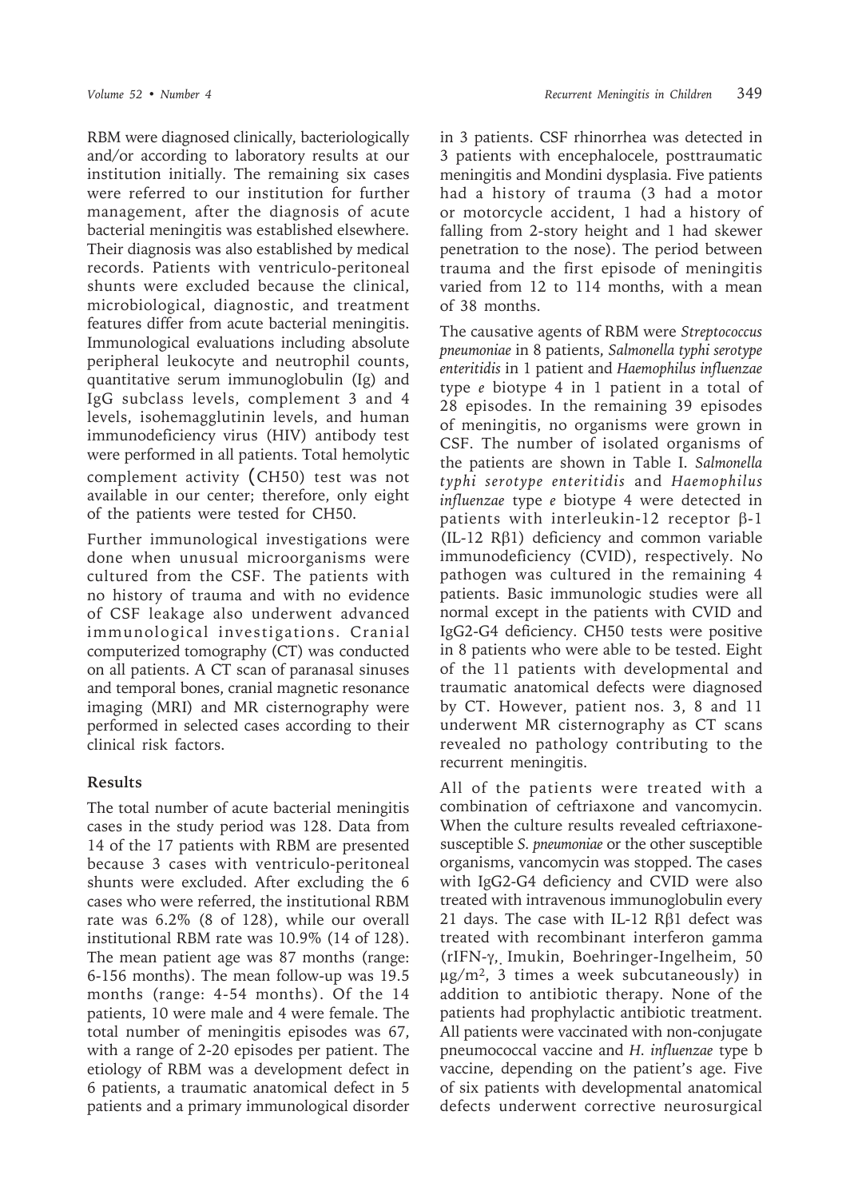RBM were diagnosed clinically, bacteriologically and/or according to laboratory results at our institution initially. The remaining six cases were referred to our institution for further management, after the diagnosis of acute bacterial meningitis was established elsewhere. Their diagnosis was also established by medical records. Patients with ventriculo-peritoneal shunts were excluded because the clinical, microbiological, diagnostic, and treatment features differ from acute bacterial meningitis. Immunological evaluations including absolute peripheral leukocyte and neutrophil counts, quantitative serum immunoglobulin (Ig) and IgG subclass levels, complement 3 and 4 levels, isohemagglutinin levels, and human immunodeficiency virus (HIV) antibody test were performed in all patients. Total hemolytic complement activity (CH50) test was not available in our center; therefore, only eight of the patients were tested for CH50.

Further immunological investigations were done when unusual microorganisms were cultured from the CSF. The patients with no history of trauma and with no evidence of CSF leakage also underwent advanced immunological investigations. Cranial computerized tomography (CT) was conducted on all patients. A CT scan of paranasal sinuses and temporal bones, cranial magnetic resonance imaging (MRI) and MR cisternography were performed in selected cases according to their clinical risk factors.

## Results

The total number of acute bacterial meningitis cases in the study period was 128. Data from 14 of the 17 patients with RBM are presented because 3 cases with ventriculo-peritoneal shunts were excluded. After excluding the 6 cases who were referred, the institutional RBM rate was 6.2% (8 of 128), while our overall institutional RBM rate was 10.9% (14 of 128). The mean patient age was 87 months (range: 6-156 months). The mean follow-up was 19.5 months (range: 4-54 months). Of the 14 patients, 10 were male and 4 were female. The total number of meningitis episodes was 67, with a range of 2-20 episodes per patient. The etiology of RBM was a development defect in 6 patients, a traumatic anatomical defect in 5 patients and a primary immunological disorder in 3 patients. CSF rhinorrhea was detected in 3 patients with encephalocele, posttraumatic meningitis and Mondini dysplasia. Five patients had a history of trauma (3 had a motor or motorcycle accident, 1 had a history of falling from 2-story height and 1 had skewer penetration to the nose). The period between trauma and the first episode of meningitis varied from 12 to 114 months, with a mean of 38 months.

The causative agents of RBM were *Streptococcus pneumoniae* in 8 patients, *Salmonella typhi serotype enteritidis* in 1 patient and *Haemophilus influenzae* type *e* biotype 4 in 1 patient in a total of 28 episodes. In the remaining 39 episodes of meningitis, no organisms were grown in CSF. The number of isolated organisms of the patients are shown in Table I. *Salmonella typhi serotype enteritidis* and *Haemophilus influenzae* type *e* biotype 4 were detected in patients with interleukin-12 receptor β-1 (IL-12 Rβ1) deficiency and common variable immunodeficiency (CVID), respectively. No pathogen was cultured in the remaining 4 patients. Basic immunologic studies were all normal except in the patients with CVID and IgG2-G4 deficiency. CH50 tests were positive in 8 patients who were able to be tested. Eight of the 11 patients with developmental and traumatic anatomical defects were diagnosed by CT. However, patient nos. 3, 8 and 11 underwent MR cisternography as CT scans revealed no pathology contributing to the recurrent meningitis.

All of the patients were treated with a combination of ceftriaxone and vancomycin. When the culture results revealed ceftriaxone-susceptible *S. pneumoniae* or the other susceptible organisms, vancomycin was stopped. The cases with IgG2-G4 deficiency and CVID were also treated with intravenous immunoglobulin every 21 days. The case with IL-12 Rβ1 defect was treated with recombinant interferon gamma (rIFN-γ, Imukin, Boehringer-Ingelheim, 50 μg/m$^2$, 3 times a week subcutaneously) in addition to antibiotic therapy. None of the patients had prophylactic antibiotic treatment. All patients were vaccinated with non-conjugate pneumococcal vaccine and *H. influenzae* type b vaccine, depending on the patient's age. Five of six patients with developmental anatomical defects underwent corrective neurosurgical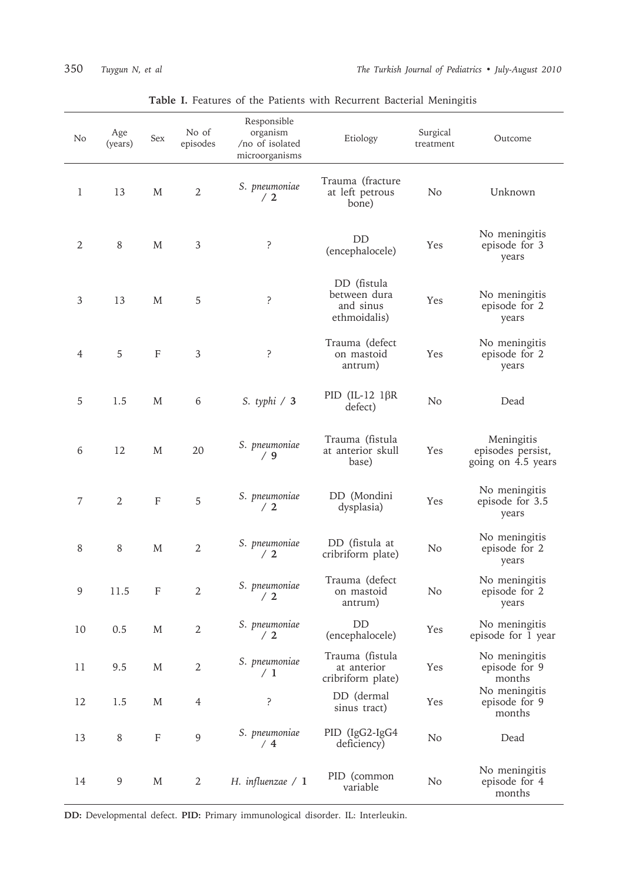**Table I.** Features of the Patients with Recurrent Bacterial Meningitis

| No | Age (years) | Sex | No of episodes | Responsible organism /no of isolated microorganisms | Etiology | Surgical treatment | Outcome |
|---|---|---|---|---|---|---|---|
| 1 | 13 | M | 2 | *S. pneumoniae* / **2** | Trauma (fracture at left petrous bone) | No | Unknown |
| 2 | 8 | M | 3 | ? | DD (encephalocele) | Yes | No meningitis episode for 3 years |
| 3 | 13 | M | 5 | ? | DD (fistula between dura and sinus ethmoidalis) | Yes | No meningitis episode for 2 years |
| 4 | 5 | F | 3 | ? | Trauma (defect on mastoid antrum) | Yes | No meningitis episode for 2 years |
| 5 | 1.5 | M | 6 | *S. typhi* / **3** | PID (IL-12 1βR defect) | No | Dead |
| 6 | 12 | M | 20 | *S. pneumoniae* / **9** | Trauma (fistula at anterior skull base) | Yes | Meningitis episodes persist, going on 4.5 years |
| 7 | 2 | F | 5 | *S. pneumoniae* / **2** | DD (Mondini dysplasia) | Yes | No meningitis episode for 3.5 years |
| 8 | 8 | M | 2 | *S. pneumoniae* / **2** | DD (fistula at cribriform plate) | No | No meningitis episode for 2 years |
| 9 | 11.5 | F | 2 | *S. pneumoniae* / **2** | Trauma (defect on mastoid antrum) | No | No meningitis episode for 2 years |
| 10 | 0.5 | M | 2 | *S. pneumoniae* / **2** | DD (encephalocele) | Yes | No meningitis episode for 1 year |
| 11 | 9.5 | M | 2 | *S. pneumoniae* / **1** | Trauma (fistula at anterior cribriform plate) | Yes | No meningitis episode for 9 months |
| 12 | 1.5 | M | 4 | ? | DD (dermal sinus tract) | Yes | No meningitis episode for 9 months |
| 13 | 8 | F | 9 | *S. pneumoniae* / **4** | PID (IgG2-IgG4 deficiency) | No | Dead |
| 14 | 9 | M | 2 | *H. influenzae* / **1** | PID (common variable | No | No meningitis episode for 4 months |

**DD:** Developmental defect. **PID:** Primary immunological disorder. IL: Interleukin.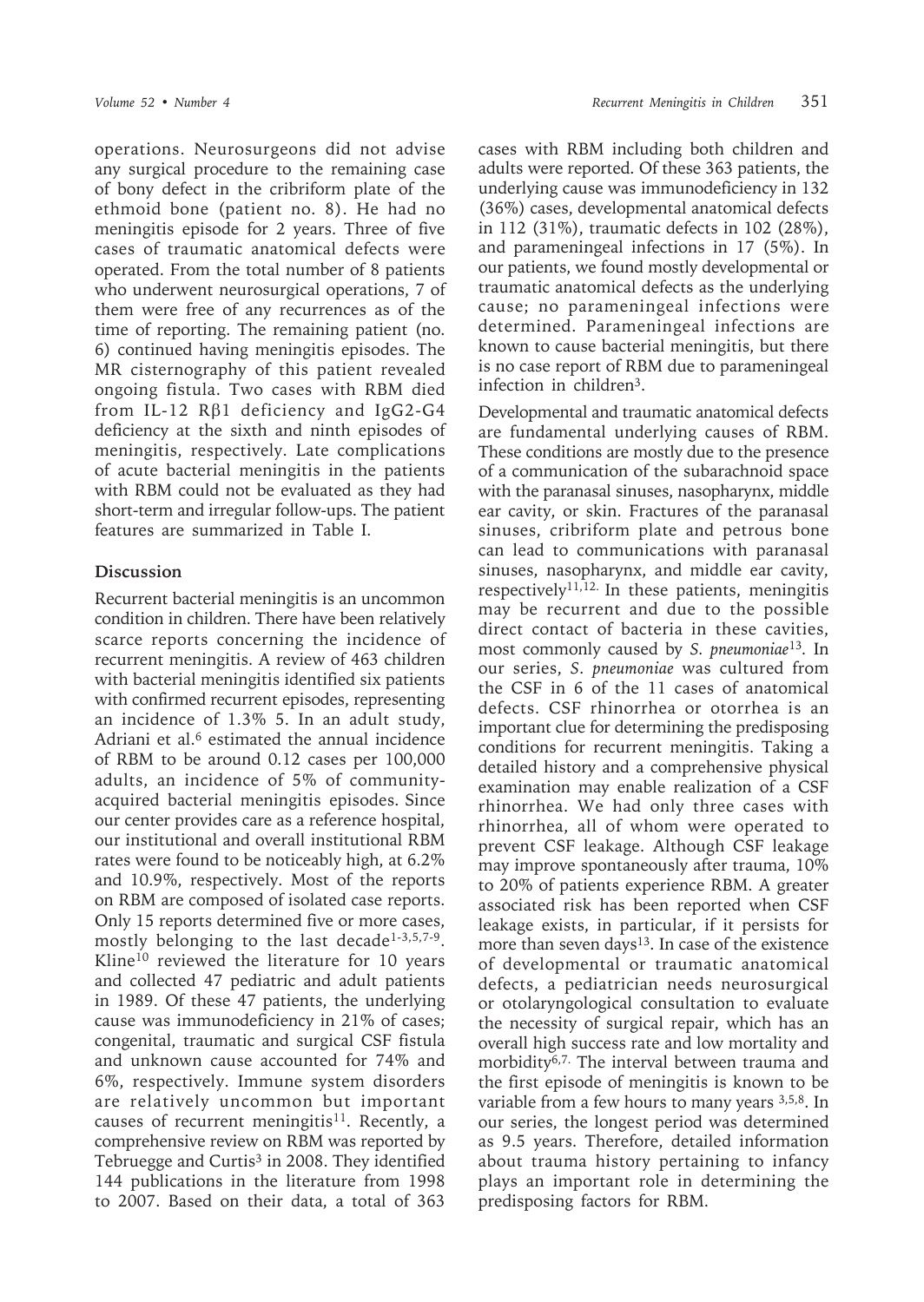operations. Neurosurgeons did not advise any surgical procedure to the remaining case of bony defect in the cribriform plate of the ethmoid bone (patient no. 8). He had no meningitis episode for 2 years. Three of five cases of traumatic anatomical defects were operated. From the total number of 8 patients who underwent neurosurgical operations, 7 of them were free of any recurrences as of the time of reporting. The remaining patient (no. 6) continued having meningitis episodes. The MR cisternography of this patient revealed ongoing fistula. Two cases with RBM died from IL-12 Rβ1 deficiency and IgG2-G4 deficiency at the sixth and ninth episodes of meningitis, respectively. Late complications of acute bacterial meningitis in the patients with RBM could not be evaluated as they had short-term and irregular follow-ups. The patient features are summarized in Table I.

## Discussion

Recurrent bacterial meningitis is an uncommon condition in children. There have been relatively scarce reports concerning the incidence of recurrent meningitis. A review of 463 children with bacterial meningitis identified six patients with confirmed recurrent episodes, representing an incidence of 1.3% [5]. In an adult study, Adriani et al.[6] estimated the annual incidence of RBM to be around 0.12 cases per 100,000 adults, an incidence of 5% of community-acquired bacterial meningitis episodes. Since our center provides care as a reference hospital, our institutional and overall institutional RBM rates were found to be noticeably high, at 6.2% and 10.9%, respectively. Most of the reports on RBM are composed of isolated case reports. Only 15 reports determined five or more cases, mostly belonging to the last decade[1-3,5,7-9]. Kline[10] reviewed the literature for 10 years and collected 47 pediatric and adult patients in 1989. Of these 47 patients, the underlying cause was immunodeficiency in 21% of cases; congenital, traumatic and surgical CSF fistula and unknown cause accounted for 74% and 6%, respectively. Immune system disorders are relatively uncommon but important causes of recurrent meningitis[11]. Recently, a comprehensive review on RBM was reported by Tebruegge and Curtis[3] in 2008. They identified 144 publications in the literature from 1998 to 2007. Based on their data, a total of 363 cases with RBM including both children and adults were reported. Of these 363 patients, the underlying cause was immunodeficiency in 132 (36%) cases, developmental anatomical defects in 112 (31%), traumatic defects in 102 (28%), and parameningeal infections in 17 (5%). In our patients, we found mostly developmental or traumatic anatomical defects as the underlying cause; no parameningeal infections were determined. Parameningeal infections are known to cause bacterial meningitis, but there is no case report of RBM due to parameningeal infection in children[3].

Developmental and traumatic anatomical defects are fundamental underlying causes of RBM. These conditions are mostly due to the presence of a communication of the subarachnoid space with the paranasal sinuses, nasopharynx, middle ear cavity, or skin. Fractures of the paranasal sinuses, cribriform plate and petrous bone can lead to communications with paranasal sinuses, nasopharynx, and middle ear cavity, respectively[11,12]. In these patients, meningitis may be recurrent and due to the possible direct contact of bacteria in these cavities, most commonly caused by *S. pneumoniae*[13]. In our series, *S. pneumoniae* was cultured from the CSF in 6 of the 11 cases of anatomical defects. CSF rhinorrhea or otorrhea is an important clue for determining the predisposing conditions for recurrent meningitis. Taking a detailed history and a comprehensive physical examination may enable realization of a CSF rhinorrhea. We had only three cases with rhinorrhea, all of whom were operated to prevent CSF leakage. Although CSF leakage may improve spontaneously after trauma, 10% to 20% of patients experience RBM. A greater associated risk has been reported when CSF leakage exists, in particular, if it persists for more than seven days[13]. In case of the existence of developmental or traumatic anatomical defects, a pediatrician needs neurosurgical or otolaryngological consultation to evaluate the necessity of surgical repair, which has an overall high success rate and low mortality and morbidity[6,7]. The interval between trauma and the first episode of meningitis is known to be variable from a few hours to many years [3,5,8]. In our series, the longest period was determined as 9.5 years. Therefore, detailed information about trauma history pertaining to infancy plays an important role in determining the predisposing factors for RBM.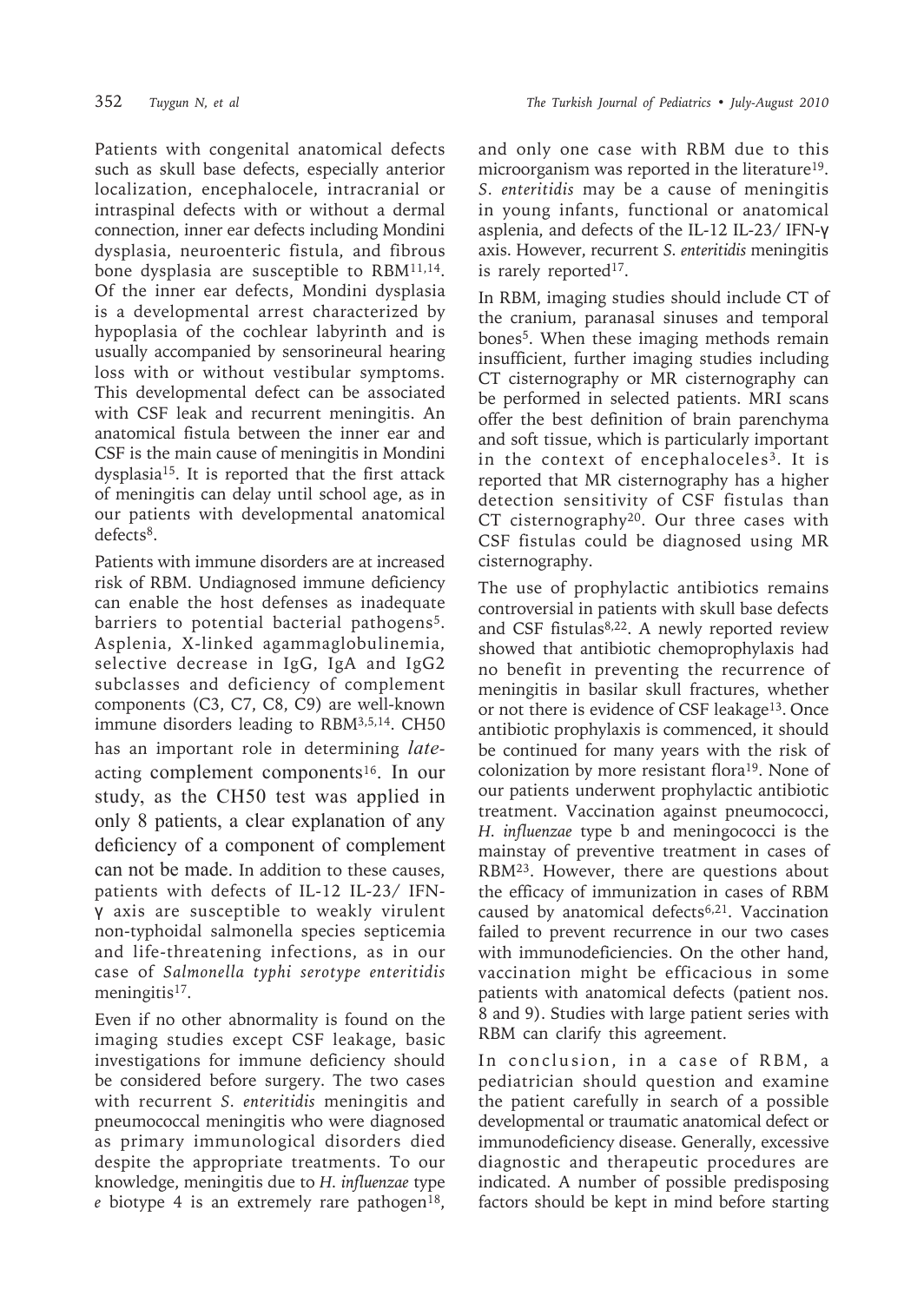Patients with congenital anatomical defects such as skull base defects, especially anterior localization, encephalocele, intracranial or intraspinal defects with or without a dermal connection, inner ear defects including Mondini dysplasia, neuroenteric fistula, and fibrous bone dysplasia are susceptible to RBM[11,14]. Of the inner ear defects, Mondini dysplasia is a developmental arrest characterized by hypoplasia of the cochlear labyrinth and is usually accompanied by sensorineural hearing loss with or without vestibular symptoms. This developmental defect can be associated with CSF leak and recurrent meningitis. An anatomical fistula between the inner ear and CSF is the main cause of meningitis in Mondini dysplasia[15]. It is reported that the first attack of meningitis can delay until school age, as in our patients with developmental anatomical defects[8].

Patients with immune disorders are at increased risk of RBM. Undiagnosed immune deficiency can enable the host defenses as inadequate barriers to potential bacterial pathogens[5]. Asplenia, X-linked agammaglobulinemia, selective decrease in IgG, IgA and IgG2 subclasses and deficiency of complement components (C3, C7, C8, C9) are well-known immune disorders leading to RBM[3,5,14]. CH50 has an important role in determining *late*-acting complement components[16]. In our study, as the CH50 test was applied in only 8 patients, a clear explanation of any deficiency of a component of complement can not be made. In addition to these causes, patients with defects of IL-12 IL-23/ IFN-γ axis are susceptible to weakly virulent non-typhoidal salmonella species septicemia and life-threatening infections, as in our case of *Salmonella typhi serotype enteritidis* meningitis[17].

Even if no other abnormality is found on the imaging studies except CSF leakage, basic investigations for immune deficiency should be considered before surgery. The two cases with recurrent *S. enteritidis* meningitis and pneumococcal meningitis who were diagnosed as primary immunological disorders died despite the appropriate treatments. To our knowledge, meningitis due to *H. influenzae* type *e* biotype 4 is an extremely rare pathogen[18], and only one case with RBM due to this microorganism was reported in the literature[19]. *S. enteritidis* may be a cause of meningitis in young infants, functional or anatomical asplenia, and defects of the IL-12 IL-23/ IFN-γ axis. However, recurrent *S. enteritidis* meningitis is rarely reported[17].

In RBM, imaging studies should include CT of the cranium, paranasal sinuses and temporal bones[5]. When these imaging methods remain insufficient, further imaging studies including CT cisternography or MR cisternography can be performed in selected patients. MRI scans offer the best definition of brain parenchyma and soft tissue, which is particularly important in the context of encephaloceles[3]. It is reported that MR cisternography has a higher detection sensitivity of CSF fistulas than CT cisternography[20]. Our three cases with CSF fistulas could be diagnosed using MR cisternography.

The use of prophylactic antibiotics remains controversial in patients with skull base defects and CSF fistulas[8,22]. A newly reported review showed that antibiotic chemoprophylaxis had no benefit in preventing the recurrence of meningitis in basilar skull fractures, whether or not there is evidence of CSF leakage[13]. Once antibiotic prophylaxis is commenced, it should be continued for many years with the risk of colonization by more resistant flora[19]. None of our patients underwent prophylactic antibiotic treatment. Vaccination against pneumococci, *H. influenzae* type b and meningococci is the mainstay of preventive treatment in cases of RBM[23]. However, there are questions about the efficacy of immunization in cases of RBM caused by anatomical defects[6,21]. Vaccination failed to prevent recurrence in our two cases with immunodeficiencies. On the other hand, vaccination might be efficacious in some patients with anatomical defects (patient nos. 8 and 9). Studies with large patient series with RBM can clarify this agreement.

In conclusion, in a case of RBM, a pediatrician should question and examine the patient carefully in search of a possible developmental or traumatic anatomical defect or immunodeficiency disease. Generally, excessive diagnostic and therapeutic procedures are indicated. A number of possible predisposing factors should be kept in mind before starting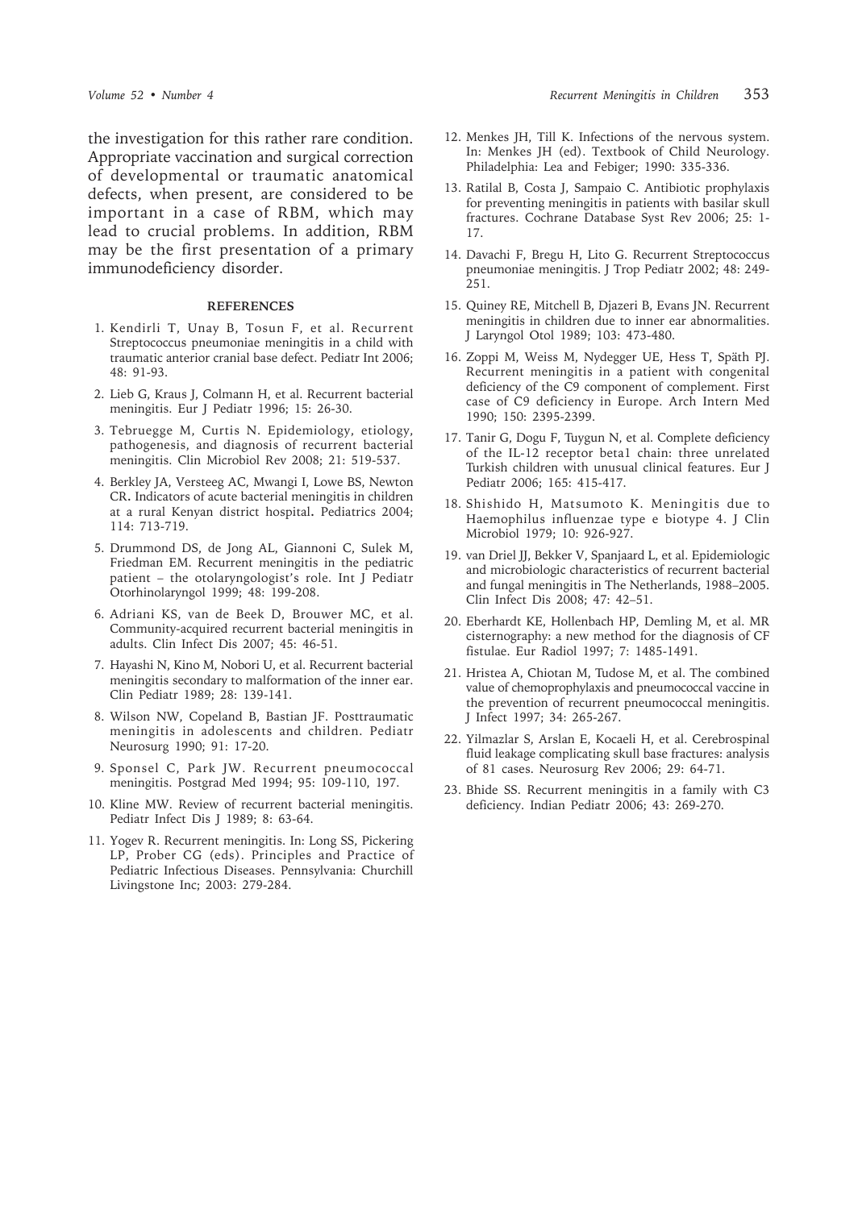the investigation for this rather rare condition. Appropriate vaccination and surgical correction of developmental or traumatic anatomical defects, when present, are considered to be important in a case of RBM, which may lead to crucial problems. In addition, RBM may be the first presentation of a primary immunodeficiency disorder.

## REFERENCES

1. Kendirli T, Unay B, Tosun F, et al. Recurrent Streptococcus pneumoniae meningitis in a child with traumatic anterior cranial base defect. Pediatr Int 2006; 48: 91-93.
2. Lieb G, Kraus J, Colmann H, et al. Recurrent bacterial meningitis. Eur J Pediatr 1996; 15: 26-30.
3. Tebruegge M, Curtis N. Epidemiology, etiology, pathogenesis, and diagnosis of recurrent bacterial meningitis. Clin Microbiol Rev 2008; 21: 519-537.
4. Berkley JA, Versteeg AC, Mwangi I, Lowe BS, Newton CR**.** Indicators of acute bacterial meningitis in children at a rural Kenyan district hospital**.** Pediatrics 2004; 114: 713-719.
5. Drummond DS, de Jong AL, Giannoni C, Sulek M, Friedman EM. Recurrent meningitis in the pediatric patient – the otolaryngologist's role. Int J Pediatr Otorhinolaryngol 1999; 48: 199-208.
6. Adriani KS, van de Beek D, Brouwer MC, et al. Community-acquired recurrent bacterial meningitis in adults. Clin Infect Dis 2007; 45: 46-51.
7. Hayashi N, Kino M, Nobori U, et al. Recurrent bacterial meningitis secondary to malformation of the inner ear. Clin Pediatr 1989; 28: 139-141.
8. Wilson NW, Copeland B, Bastian JF. Posttraumatic meningitis in adolescents and children. Pediatr Neurosurg 1990; 91: 17-20.
9. Sponsel C, Park JW. Recurrent pneumococcal meningitis. Postgrad Med 1994; 95: 109-110, 197.
10. Kline MW. Review of recurrent bacterial meningitis. Pediatr Infect Dis J 1989; 8: 63-64.
11. Yogev R. Recurrent meningitis. In: Long SS, Pickering LP, Prober CG (eds). Principles and Practice of Pediatric Infectious Diseases. Pennsylvania: Churchill Livingstone Inc; 2003: 279-284.
12. Menkes JH, Till K. Infections of the nervous system. In: Menkes JH (ed). Textbook of Child Neurology. Philadelphia: Lea and Febiger; 1990: 335-336.
13. Ratilal B, Costa J, Sampaio C. Antibiotic prophylaxis for preventing meningitis in patients with basilar skull fractures. Cochrane Database Syst Rev 2006; 25: 1-17.
14. Davachi F, Bregu H, Lito G. Recurrent Streptococcus pneumoniae meningitis. J Trop Pediatr 2002; 48: 249-251.
15. Quiney RE, Mitchell B, Djazeri B, Evans JN. Recurrent meningitis in children due to inner ear abnormalities. J Laryngol Otol 1989; 103: 473-480.
16. Zoppi M, Weiss M, Nydegger UE, Hess T, Späth PJ. Recurrent meningitis in a patient with congenital deficiency of the C9 component of complement. First case of C9 deficiency in Europe. Arch Intern Med 1990; 150: 2395-2399.
17. Tanir G, Dogu F, Tuygun N, et al. Complete deficiency of the IL-12 receptor beta1 chain: three unrelated Turkish children with unusual clinical features. Eur J Pediatr 2006; 165: 415-417.
18. Shishido H, Matsumoto K. Meningitis due to Haemophilus influenzae type e biotype 4. J Clin Microbiol 1979; 10: 926-927.
19. van Driel JJ, Bekker V, Spanjaard L, et al. Epidemiologic and microbiologic characteristics of recurrent bacterial and fungal meningitis in The Netherlands, 1988–2005. Clin Infect Dis 2008; 47: 42–51.
20. Eberhardt KE, Hollenbach HP, Demling M, et al. MR cisternography: a new method for the diagnosis of CF fistulae. Eur Radiol 1997; 7: 1485-1491.
21. Hristea A, Chiotan M, Tudose M, et al. The combined value of chemoprophylaxis and pneumococcal vaccine in the prevention of recurrent pneumococcal meningitis. J Infect 1997; 34: 265-267.
22. Yilmazlar S, Arslan E, Kocaeli H, et al. Cerebrospinal fluid leakage complicating skull base fractures: analysis of 81 cases. Neurosurg Rev 2006; 29: 64-71.
23. Bhide SS. Recurrent meningitis in a family with C3 deficiency. Indian Pediatr 2006; 43: 269-270.